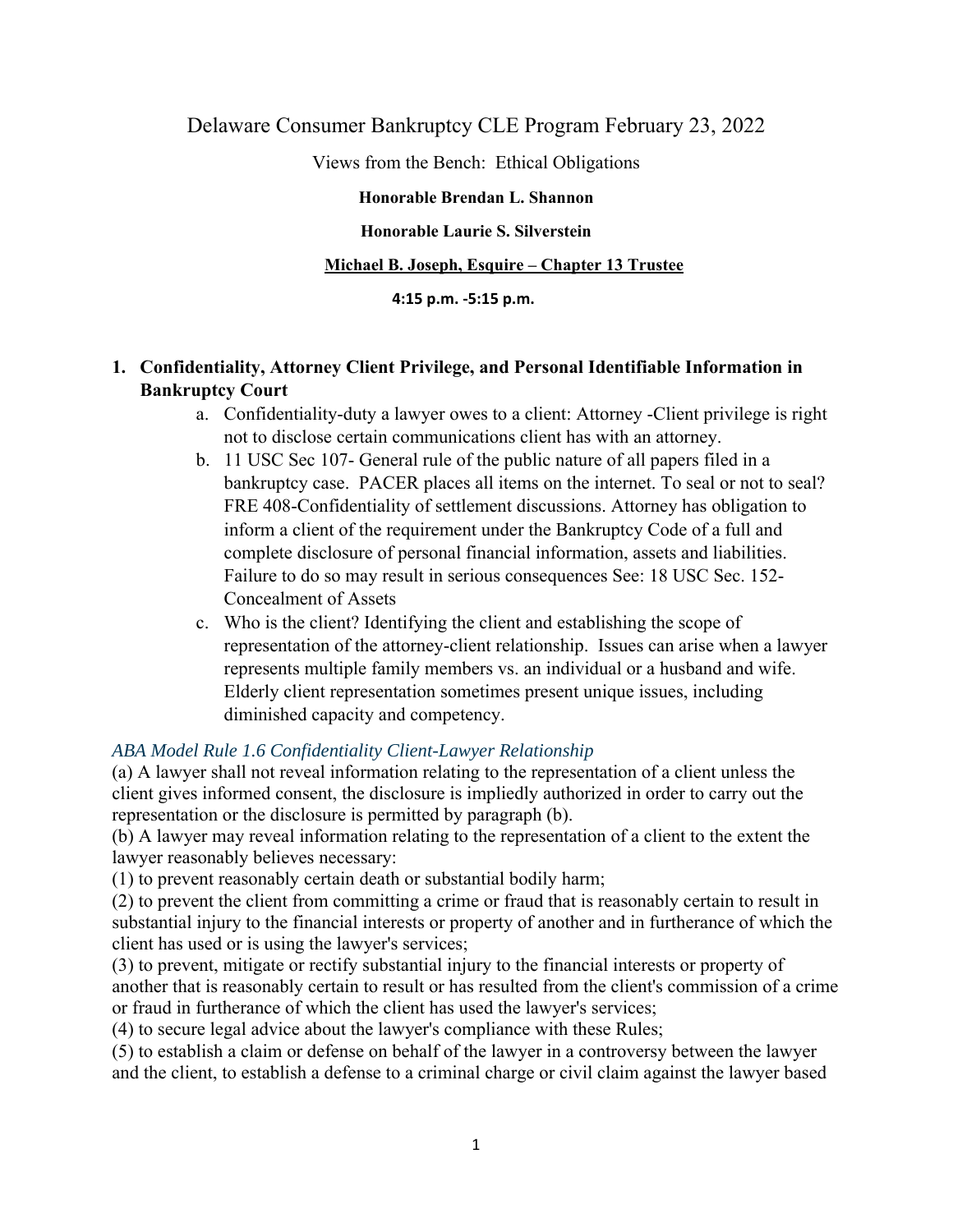Delaware Consumer Bankruptcy CLE Program February 23, 2022

Views from the Bench: Ethical Obligations

**Honorable Brendan L. Shannon**

**Honorable Laurie S. Silverstein**

**Michael B. Joseph, Esquire – Chapter 13 Trustee**

**4:15 p.m. -5:15 p.m.**

1. **Confidentiality, Attorney Client Privilege, and Personal Identifiable Information in Bankruptcy Court**
    a. Confidentiality-duty a lawyer owes to a client: Attorney -Client privilege is right not to disclose certain communications client has with an attorney.
    b. 11 USC Sec 107- General rule of the public nature of all papers filed in a bankruptcy case. PACER places all items on the internet. To seal or not to seal? FRE 408-Confidentiality of settlement discussions. Attorney has obligation to inform a client of the requirement under the Bankruptcy Code of a full and complete disclosure of personal financial information, assets and liabilities. Failure to do so may result in serious consequences See: 18 USC Sec. 152- Concealment of Assets
    c. Who is the client? Identifying the client and establishing the scope of representation of the attorney-client relationship. Issues can arise when a lawyer represents multiple family members vs. an individual or a husband and wife. Elderly client representation sometimes present unique issues, including diminished capacity and competency.

*ABA Model Rule 1.6 Confidentiality Client-Lawyer Relationship*

(a) A lawyer shall not reveal information relating to the representation of a client unless the client gives informed consent, the disclosure is impliedly authorized in order to carry out the representation or the disclosure is permitted by paragraph (b).

(b) A lawyer may reveal information relating to the representation of a client to the extent the lawyer reasonably believes necessary:

(1) to prevent reasonably certain death or substantial bodily harm;

(2) to prevent the client from committing a crime or fraud that is reasonably certain to result in substantial injury to the financial interests or property of another and in furtherance of which the client has used or is using the lawyer's services;

(3) to prevent, mitigate or rectify substantial injury to the financial interests or property of another that is reasonably certain to result or has resulted from the client's commission of a crime or fraud in furtherance of which the client has used the lawyer's services;

(4) to secure legal advice about the lawyer's compliance with these Rules;

(5) to establish a claim or defense on behalf of the lawyer in a controversy between the lawyer and the client, to establish a defense to a criminal charge or civil claim against the lawyer based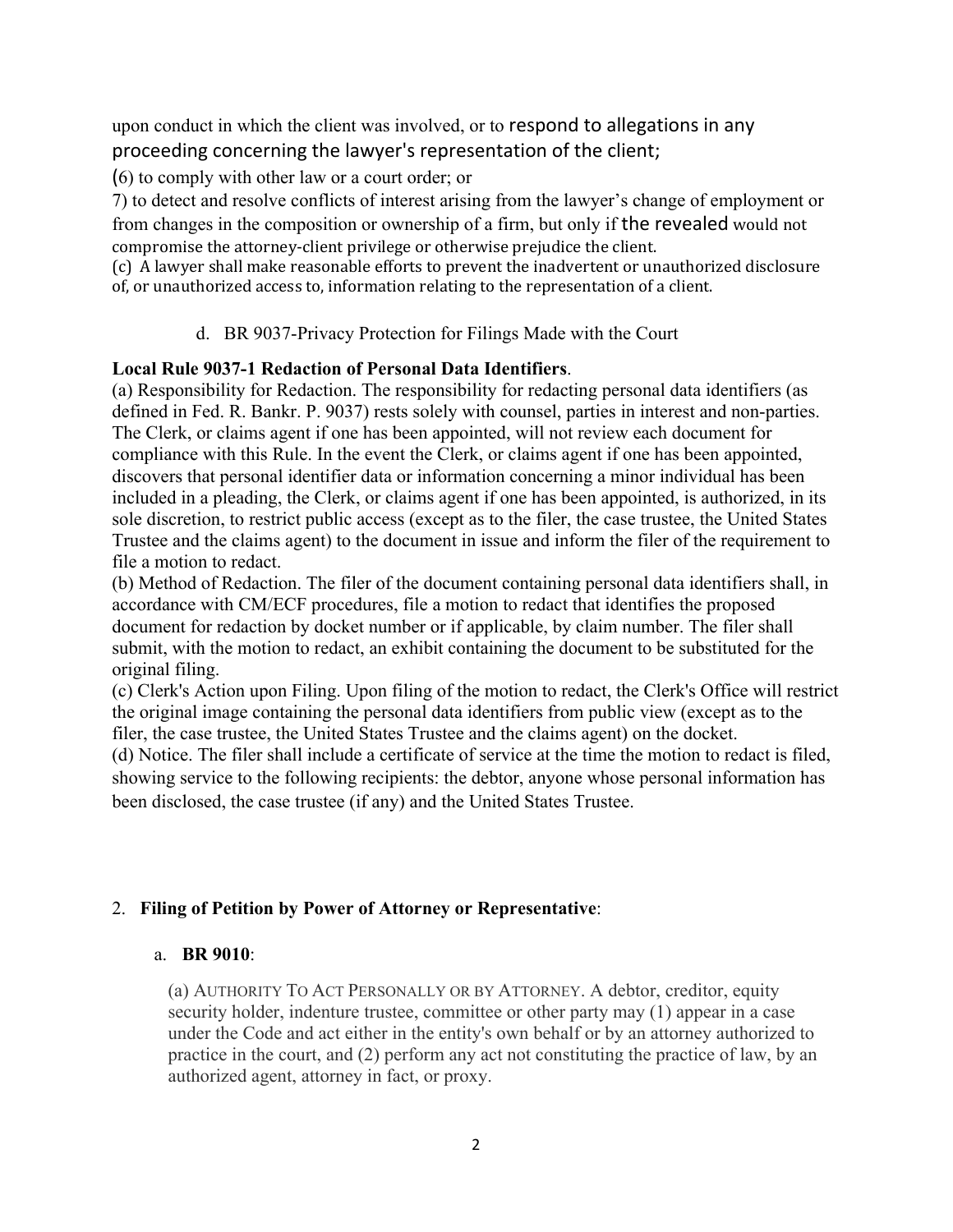upon conduct in which the client was involved, or to respond to allegations in any proceeding concerning the lawyer's representation of the client;

(6) to comply with other law or a court order; or

7) to detect and resolve conflicts of interest arising from the lawyer's change of employment or from changes in the composition or ownership of a firm, but only if the revealed would not compromise the attorney-client privilege or otherwise prejudice the client.

(c) A lawyer shall make reasonable efforts to prevent the inadvertent or unauthorized disclosure of, or unauthorized access to, information relating to the representation of a client.

d. BR 9037-Privacy Protection for Filings Made with the Court

**Local Rule 9037-1 Redaction of Personal Data Identifiers**.

(a) Responsibility for Redaction. The responsibility for redacting personal data identifiers (as defined in Fed. R. Bankr. P. 9037) rests solely with counsel, parties in interest and non-parties. The Clerk, or claims agent if one has been appointed, will not review each document for compliance with this Rule. In the event the Clerk, or claims agent if one has been appointed, discovers that personal identifier data or information concerning a minor individual has been included in a pleading, the Clerk, or claims agent if one has been appointed, is authorized, in its sole discretion, to restrict public access (except as to the filer, the case trustee, the United States Trustee and the claims agent) to the document in issue and inform the filer of the requirement to file a motion to redact.

(b) Method of Redaction. The filer of the document containing personal data identifiers shall, in accordance with CM/ECF procedures, file a motion to redact that identifies the proposed document for redaction by docket number or if applicable, by claim number. The filer shall submit, with the motion to redact, an exhibit containing the document to be substituted for the original filing.

(c) Clerk's Action upon Filing. Upon filing of the motion to redact, the Clerk's Office will restrict the original image containing the personal data identifiers from public view (except as to the filer, the case trustee, the United States Trustee and the claims agent) on the docket.

(d) Notice. The filer shall include a certificate of service at the time the motion to redact is filed, showing service to the following recipients: the debtor, anyone whose personal information has been disclosed, the case trustee (if any) and the United States Trustee.

2. **Filing of Petition by Power of Attorney or Representative**:

a. **BR 9010**:

(a) AUTHORITY TO ACT PERSONALLY OR BY ATTORNEY. A debtor, creditor, equity security holder, indenture trustee, committee or other party may (1) appear in a case under the Code and act either in the entity's own behalf or by an attorney authorized to practice in the court, and (2) perform any act not constituting the practice of law, by an authorized agent, attorney in fact, or proxy.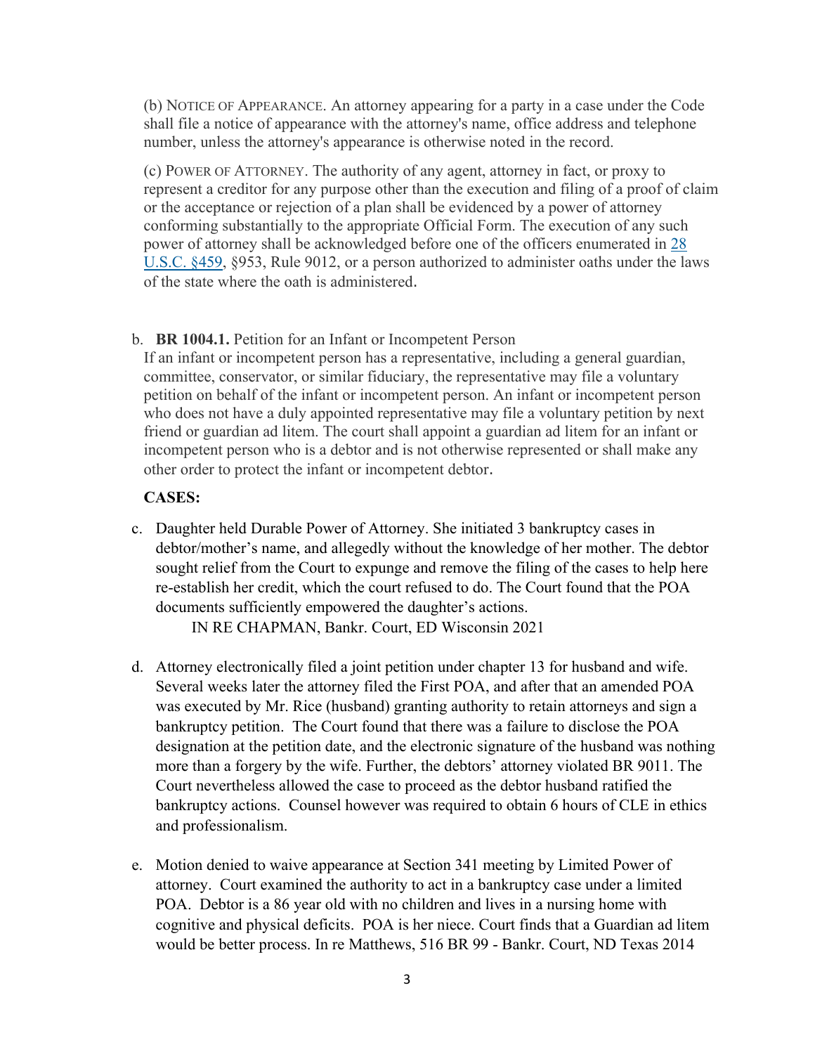(b) NOTICE OF APPEARANCE. An attorney appearing for a party in a case under the Code shall file a notice of appearance with the attorney's name, office address and telephone number, unless the attorney's appearance is otherwise noted in the record.

(c) POWER OF ATTORNEY. The authority of any agent, attorney in fact, or proxy to represent a creditor for any purpose other than the execution and filing of a proof of claim or the acceptance or rejection of a plan shall be evidenced by a power of attorney conforming substantially to the appropriate Official Form. The execution of any such power of attorney shall be acknowledged before one of the officers enumerated in [28 U.S.C. §459](), §953, Rule 9012, or a person authorized to administer oaths under the laws of the state where the oath is administered.

b. **BR 1004.1.** Petition for an Infant or Incompetent Person
   If an infant or incompetent person has a representative, including a general guardian, committee, conservator, or similar fiduciary, the representative may file a voluntary petition on behalf of the infant or incompetent person. An infant or incompetent person who does not have a duly appointed representative may file a voluntary petition by next friend or guardian ad litem. The court shall appoint a guardian ad litem for an infant or incompetent person who is a debtor and is not otherwise represented or shall make any other order to protect the infant or incompetent debtor.

**CASES:**

c. Daughter held Durable Power of Attorney. She initiated 3 bankruptcy cases in debtor/mother's name, and allegedly without the knowledge of her mother. The debtor sought relief from the Court to expunge and remove the filing of the cases to help here re-establish her credit, which the court refused to do. The Court found that the POA documents sufficiently empowered the daughter's actions.
   IN RE CHAPMAN, Bankr. Court, ED Wisconsin 2021

d. Attorney electronically filed a joint petition under chapter 13 for husband and wife. Several weeks later the attorney filed the First POA, and after that an amended POA was executed by Mr. Rice (husband) granting authority to retain attorneys and sign a bankruptcy petition. The Court found that there was a failure to disclose the POA designation at the petition date, and the electronic signature of the husband was nothing more than a forgery by the wife. Further, the debtors' attorney violated BR 9011. The Court nevertheless allowed the case to proceed as the debtor husband ratified the bankruptcy actions. Counsel however was required to obtain 6 hours of CLE in ethics and professionalism.

e. Motion denied to waive appearance at Section 341 meeting by Limited Power of attorney. Court examined the authority to act in a bankruptcy case under a limited POA. Debtor is a 86 year old with no children and lives in a nursing home with cognitive and physical deficits. POA is her niece. Court finds that a Guardian ad litem would be better process. In re Matthews, 516 BR 99 - Bankr. Court, ND Texas 2014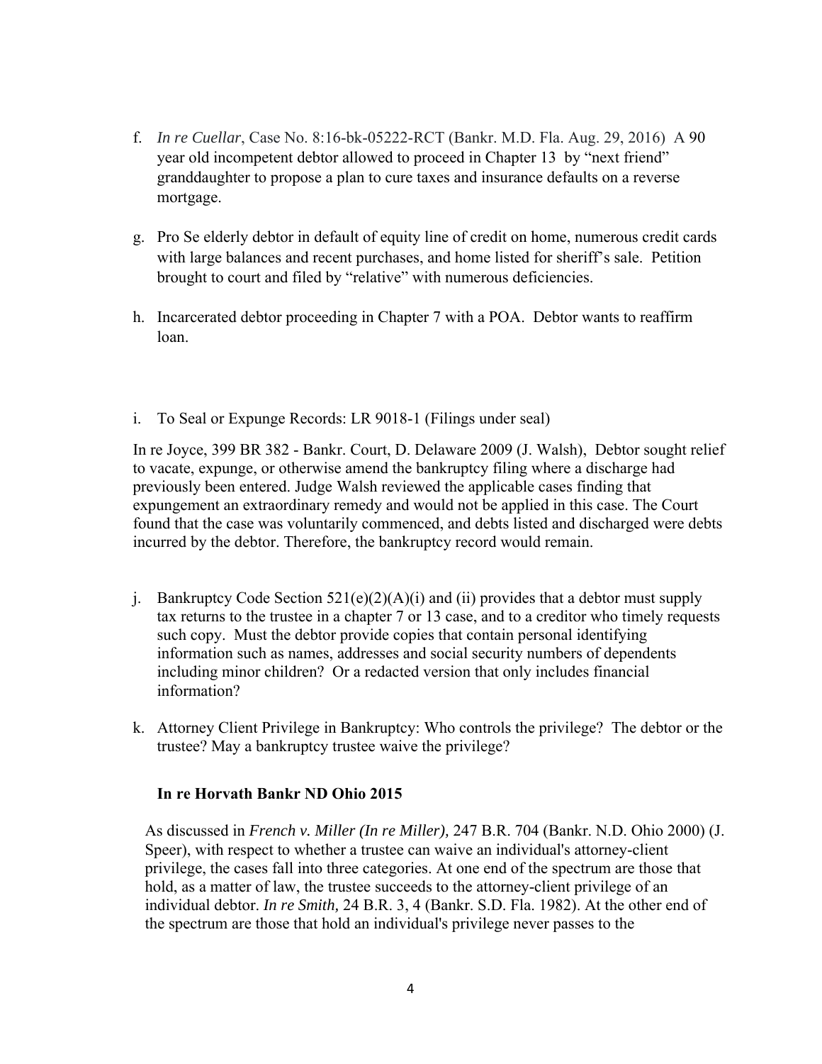f. *In re Cuellar*, Case No. 8:16-bk-05222-RCT (Bankr. M.D. Fla. Aug. 29, 2016) A 90 year old incompetent debtor allowed to proceed in Chapter 13 by "next friend" granddaughter to propose a plan to cure taxes and insurance defaults on a reverse mortgage.

g. Pro Se elderly debtor in default of equity line of credit on home, numerous credit cards with large balances and recent purchases, and home listed for sheriff's sale. Petition brought to court and filed by "relative" with numerous deficiencies.

h. Incarcerated debtor proceeding in Chapter 7 with a POA. Debtor wants to reaffirm loan.

i. To Seal or Expunge Records: LR 9018-1 (Filings under seal)

In re Joyce, 399 BR 382 - Bankr. Court, D. Delaware 2009 (J. Walsh), Debtor sought relief to vacate, expunge, or otherwise amend the bankruptcy filing where a discharge had previously been entered. Judge Walsh reviewed the applicable cases finding that expungement an extraordinary remedy and would not be applied in this case. The Court found that the case was voluntarily commenced, and debts listed and discharged were debts incurred by the debtor. Therefore, the bankruptcy record would remain.

j. Bankruptcy Code Section 521(e)(2)(A)(i) and (ii) provides that a debtor must supply tax returns to the trustee in a chapter 7 or 13 case, and to a creditor who timely requests such copy. Must the debtor provide copies that contain personal identifying information such as names, addresses and social security numbers of dependents including minor children? Or a redacted version that only includes financial information?

k. Attorney Client Privilege in Bankruptcy: Who controls the privilege? The debtor or the trustee? May a bankruptcy trustee waive the privilege?

**In re Horvath Bankr ND Ohio 2015**

As discussed in *French v. Miller (In re Miller),* 247 B.R. 704 (Bankr. N.D. Ohio 2000) (J. Speer), with respect to whether a trustee can waive an individual's attorney-client privilege, the cases fall into three categories. At one end of the spectrum are those that hold, as a matter of law, the trustee succeeds to the attorney-client privilege of an individual debtor. *In re Smith,* 24 B.R. 3, 4 (Bankr. S.D. Fla. 1982). At the other end of the spectrum are those that hold an individual's privilege never passes to the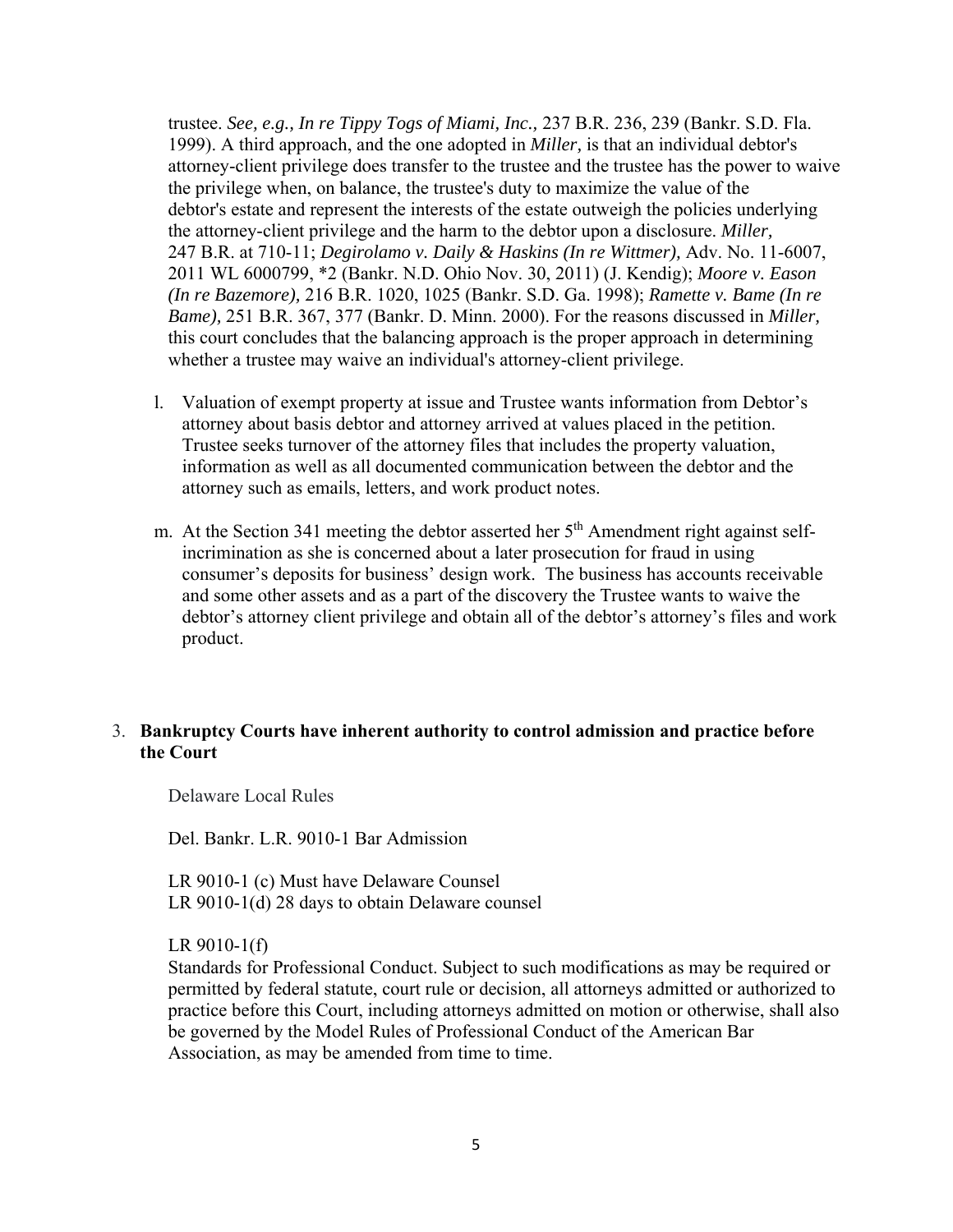trustee. *See, e.g., In re Tippy Togs of Miami, Inc.,* 237 B.R. 236, 239 (Bankr. S.D. Fla. 1999). A third approach, and the one adopted in *Miller,* is that an individual debtor's attorney-client privilege does transfer to the trustee and the trustee has the power to waive the privilege when, on balance, the trustee's duty to maximize the value of the debtor's estate and represent the interests of the estate outweigh the policies underlying the attorney-client privilege and the harm to the debtor upon a disclosure. *Miller,* 247 B.R. at 710-11; *Degirolamo v. Daily & Haskins (In re Wittmer),* Adv. No. 11-6007, 2011 WL 6000799, *2 (Bankr. N.D. Ohio Nov. 30, 2011) (J. Kendig); *Moore v. Eason (In re Bazemore),* 216 B.R. 1020, 1025 (Bankr. S.D. Ga. 1998); *Ramette v. Bame (In re Bame),* 251 B.R. 367, 377 (Bankr. D. Minn. 2000). For the reasons discussed in *Miller,* this court concludes that the balancing approach is the proper approach in determining whether a trustee may waive an individual's attorney-client privilege.

l. Valuation of exempt property at issue and Trustee wants information from Debtor's attorney about basis debtor and attorney arrived at values placed in the petition. Trustee seeks turnover of the attorney files that includes the property valuation, information as well as all documented communication between the debtor and the attorney such as emails, letters, and work product notes.

m. At the Section 341 meeting the debtor asserted her 5th Amendment right against self-incrimination as she is concerned about a later prosecution for fraud in using consumer's deposits for business' design work. The business has accounts receivable and some other assets and as a part of the discovery the Trustee wants to waive the debtor's attorney client privilege and obtain all of the debtor's attorney's files and work product.

3. **Bankruptcy Courts have inherent authority to control admission and practice before the Court**

Delaware Local Rules

Del. Bankr. L.R. 9010-1 Bar Admission

LR 9010-1 (c) Must have Delaware Counsel
LR 9010-1(d) 28 days to obtain Delaware counsel

LR 9010-1(f)
Standards for Professional Conduct. Subject to such modifications as may be required or permitted by federal statute, court rule or decision, all attorneys admitted or authorized to practice before this Court, including attorneys admitted on motion or otherwise, shall also be governed by the Model Rules of Professional Conduct of the American Bar Association, as may be amended from time to time.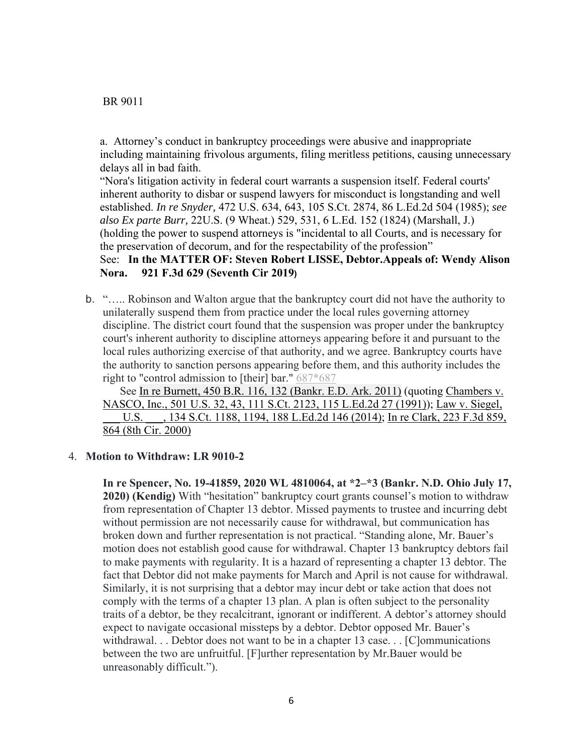BR 9011

a. Attorney's conduct in bankruptcy proceedings were abusive and inappropriate including maintaining frivolous arguments, filing meritless petitions, causing unnecessary delays all in bad faith.

"Nora's litigation activity in federal court warrants a suspension itself. Federal courts' inherent authority to disbar or suspend lawyers for misconduct is longstanding and well established. *In re Snyder,* 472 U.S. 634, 643, 105 S.Ct. 2874, 86 L.Ed.2d 504 (1985); *see also Ex parte Burr,* 22U.S. (9 Wheat.) 529, 531, 6 L.Ed. 152 (1824) (Marshall, J.) (holding the power to suspend attorneys is "incidental to all Courts, and is necessary for the preservation of decorum, and for the respectability of the profession"

See: **In the MATTER OF: Steven Robert LISSE, Debtor.Appeals of: Wendy Alison Nora. 921 F.3d 629 (Seventh Cir 2019)**

b. "….. Robinson and Walton argue that the bankruptcy court did not have the authority to unilaterally suspend them from practice under the local rules governing attorney discipline. The district court found that the suspension was proper under the bankruptcy court's inherent authority to discipline attorneys appearing before it and pursuant to the local rules authorizing exercise of that authority, and we agree. Bankruptcy courts have the authority to sanction persons appearing before them, and this authority includes the right to "control admission to [their] bar." 687*687

See In re Burnett, 450 B.R. 116, 132 (Bankr. E.D. Ark. 2011) (quoting Chambers v. NASCO, Inc., 501 U.S. 32, 43, 111 S.Ct. 2123, 115 L.Ed.2d 27 (1991)); Law v. Siegel, ___ U.S. ___, 134 S.Ct. 1188, 1194, 188 L.Ed.2d 146 (2014); In re Clark, 223 F.3d 859, 864 (8th Cir. 2000)

4. **Motion to Withdraw: LR 9010-2**

**In re Spencer, No. 19-41859, 2020 WL 4810064, at *2–*3 (Bankr. N.D. Ohio July 17, 2020) (Kendig)** With "hesitation" bankruptcy court grants counsel's motion to withdraw from representation of Chapter 13 debtor. Missed payments to trustee and incurring debt without permission are not necessarily cause for withdrawal, but communication has broken down and further representation is not practical. "Standing alone, Mr. Bauer's motion does not establish good cause for withdrawal. Chapter 13 bankruptcy debtors fail to make payments with regularity. It is a hazard of representing a chapter 13 debtor. The fact that Debtor did not make payments for March and April is not cause for withdrawal. Similarly, it is not surprising that a debtor may incur debt or take action that does not comply with the terms of a chapter 13 plan. A plan is often subject to the personality traits of a debtor, be they recalcitrant, ignorant or indifferent. A debtor's attorney should expect to navigate occasional missteps by a debtor. Debtor opposed Mr. Bauer's withdrawal. . . Debtor does not want to be in a chapter 13 case. . . [C]ommunications between the two are unfruitful. [F]urther representation by Mr.Bauer would be unreasonably difficult.").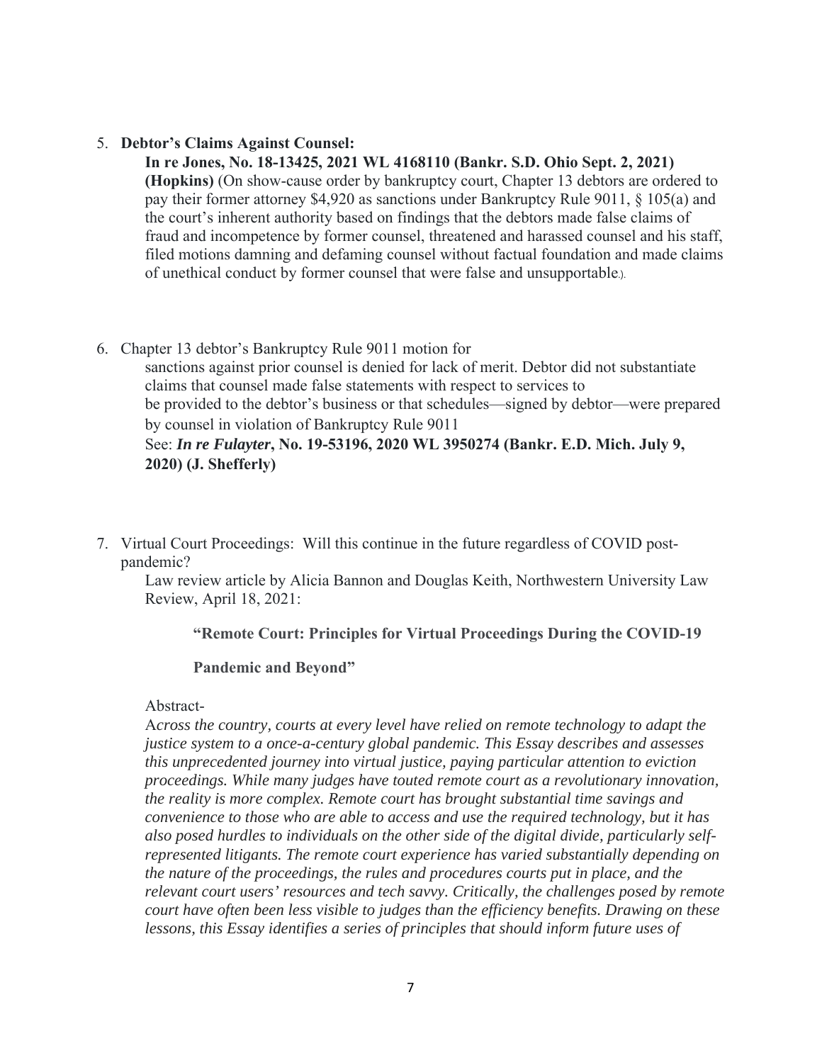5. **Debtor's Claims Against Counsel:**

   **In re Jones, No. 18-13425, 2021 WL 4168110 (Bankr. S.D. Ohio Sept. 2, 2021) (Hopkins)** (On show-cause order by bankruptcy court, Chapter 13 debtors are ordered to pay their former attorney $4,920 as sanctions under Bankruptcy Rule 9011, § 105(a) and the court's inherent authority based on findings that the debtors made false claims of fraud and incompetence by former counsel, threatened and harassed counsel and his staff, filed motions damning and defaming counsel without factual foundation and made claims of unethical conduct by former counsel that were false and unsupportable.).

6. Chapter 13 debtor's Bankruptcy Rule 9011 motion for sanctions against prior counsel is denied for lack of merit. Debtor did not substantiate claims that counsel made false statements with respect to services to be provided to the debtor's business or that schedules—signed by debtor—were prepared by counsel in violation of Bankruptcy Rule 9011

   See: ***In re Fulayter*, No. 19-53196, 2020 WL 3950274 (Bankr. E.D. Mich. July 9, 2020) (J. Shefferly)**

7. Virtual Court Proceedings: Will this continue in the future regardless of COVID post-pandemic?

   Law review article by Alicia Bannon and Douglas Keith, Northwestern University Law Review, April 18, 2021:

   **"Remote Court: Principles for Virtual Proceedings During the COVID-19 Pandemic and Beyond"**

   Abstract-

   *Across the country, courts at every level have relied on remote technology to adapt the justice system to a once-a-century global pandemic. This Essay describes and assesses this unprecedented journey into virtual justice, paying particular attention to eviction proceedings. While many judges have touted remote court as a revolutionary innovation, the reality is more complex. Remote court has brought substantial time savings and convenience to those who are able to access and use the required technology, but it has also posed hurdles to individuals on the other side of the digital divide, particularly self-represented litigants. The remote court experience has varied substantially depending on the nature of the proceedings, the rules and procedures courts put in place, and the relevant court users' resources and tech savvy. Critically, the challenges posed by remote court have often been less visible to judges than the efficiency benefits. Drawing on these lessons, this Essay identifies a series of principles that should inform future uses of*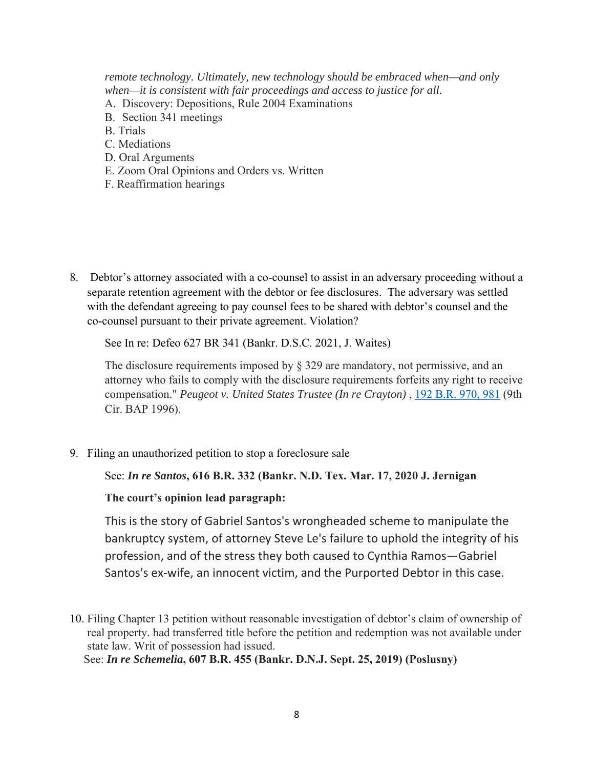*remote technology. Ultimately, new technology should be embraced when—and only when—it is consistent with fair proceedings and access to justice for all.*

A. Discovery: Depositions, Rule 2004 Examinations
B. Section 341 meetings
B. Trials
C. Mediations
D. Oral Arguments
E. Zoom Oral Opinions and Orders vs. Written
F. Reaffirmation hearings

8. Debtor's attorney associated with a co-counsel to assist in an adversary proceeding without a separate retention agreement with the debtor or fee disclosures. The adversary was settled with the defendant agreeing to pay counsel fees to be shared with debtor's counsel and the co-counsel pursuant to their private agreement. Violation?

   See In re: Defeo 627 BR 341 (Bankr. D.S.C. 2021, J. Waites)

   The disclosure requirements imposed by § 329 are mandatory, not permissive, and an attorney who fails to comply with the disclosure requirements forfeits any right to receive compensation." *Peugeot v. United States Trustee (In re Crayton)* , 192 B.R. 970, 981 (9th Cir. BAP 1996).

9. Filing an unauthorized petition to stop a foreclosure sale

   See: ***In re Santos*, 616 B.R. 332 (Bankr. N.D. Tex. Mar. 17, 2020 J. Jernigan**

   **The court's opinion lead paragraph:**

   This is the story of Gabriel Santos's wrongheaded scheme to manipulate the bankruptcy system, of attorney Steve Le's failure to uphold the integrity of his profession, and of the stress they both caused to Cynthia Ramos—Gabriel Santos's ex-wife, an innocent victim, and the Purported Debtor in this case.

10. Filing Chapter 13 petition without reasonable investigation of debtor's claim of ownership of real property. had transferred title before the petition and redemption was not available under state law. Writ of possession had issued.

    See: ***In re Schemelia*, 607 B.R. 455 (Bankr. D.N.J. Sept. 25, 2019) (Poslusny)**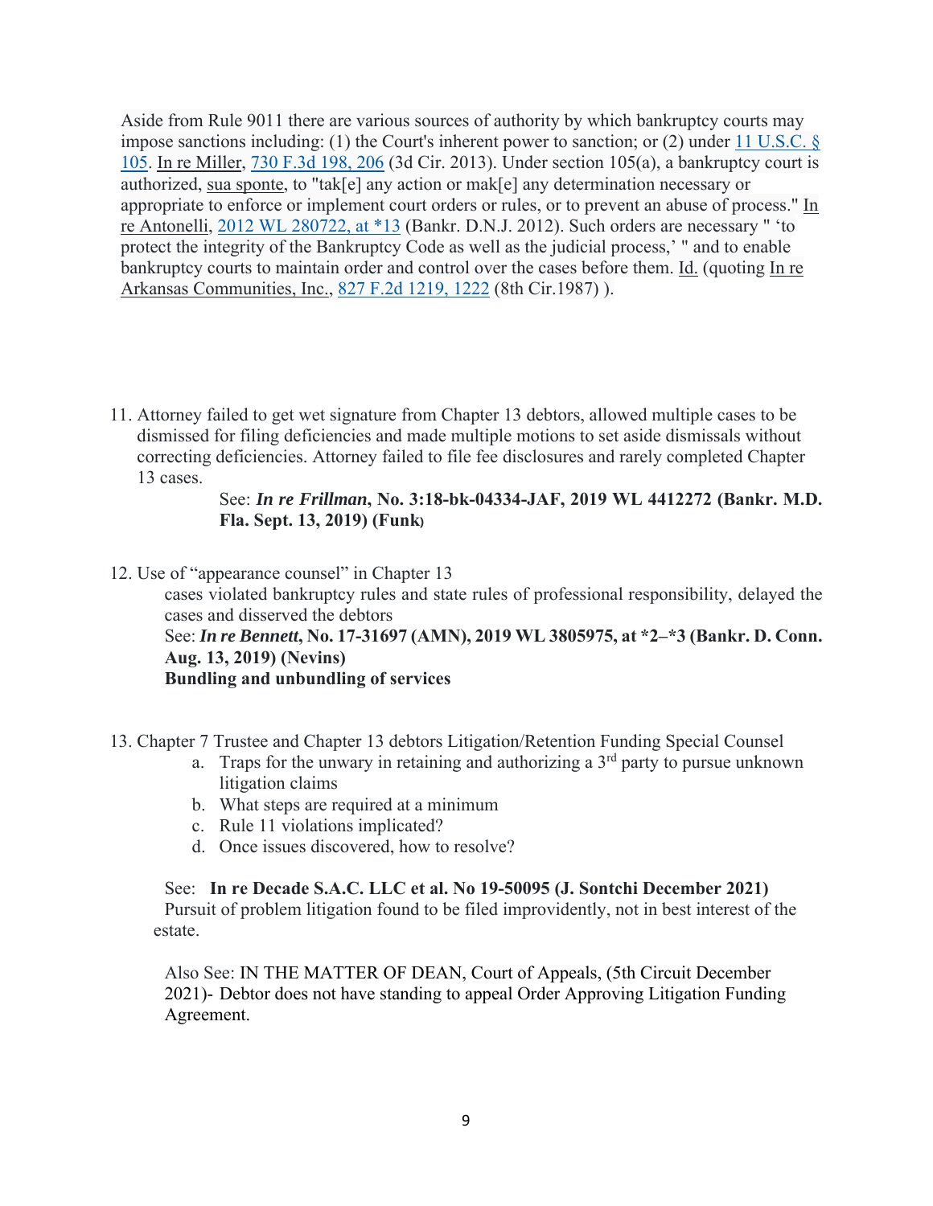Aside from Rule 9011 there are various sources of authority by which bankruptcy courts may impose sanctions including: (1) the Court's inherent power to sanction; or (2) under [11 U.S.C. § 105](). In re Miller, [730 F.3d 198, 206]() (3d Cir. 2013). Under section 105(a), a bankruptcy court is authorized, sua sponte, to "tak[e] any action or mak[e] any determination necessary or appropriate to enforce or implement court orders or rules, or to prevent an abuse of process." In re Antonelli, [2012 WL 280722, at *13]() (Bankr. D.N.J. 2012). Such orders are necessary " 'to protect the integrity of the Bankruptcy Code as well as the judicial process,' " and to enable bankruptcy courts to maintain order and control over the cases before them. Id. (quoting In re Arkansas Communities, Inc., [827 F.2d 1219, 1222]() (8th Cir.1987) ).

11. Attorney failed to get wet signature from Chapter 13 debtors, allowed multiple cases to be dismissed for filing deficiencies and made multiple motions to set aside dismissals without correcting deficiencies. Attorney failed to file fee disclosures and rarely completed Chapter 13 cases.

    See: ***In re Frillman*, No. 3:18-bk-04334-JAF, 2019 WL 4412272 (Bankr. M.D. Fla. Sept. 13, 2019) (Funk)**

12. Use of "appearance counsel" in Chapter 13 cases violated bankruptcy rules and state rules of professional responsibility, delayed the cases and disserved the debtors

    See: ***In re Bennett*, No. 17-31697 (AMN), 2019 WL 3805975, at *2–*3 (Bankr. D. Conn. Aug. 13, 2019) (Nevins)**

    **Bundling and unbundling of services**

13. Chapter 7 Trustee and Chapter 13 debtors Litigation/Retention Funding Special Counsel
    a. Traps for the unwary in retaining and authorizing a 3rd party to pursue unknown litigation claims
    b. What steps are required at a minimum
    c. Rule 11 violations implicated?
    d. Once issues discovered, how to resolve?

    See: **In re Decade S.A.C. LLC et al. No 19-50095 (J. Sontchi December 2021)**
    Pursuit of problem litigation found to be filed improvidently, not in best interest of the estate.

    Also See: IN THE MATTER OF DEAN, Court of Appeals, (5th Circuit December 2021)- Debtor does not have standing to appeal Order Approving Litigation Funding Agreement.